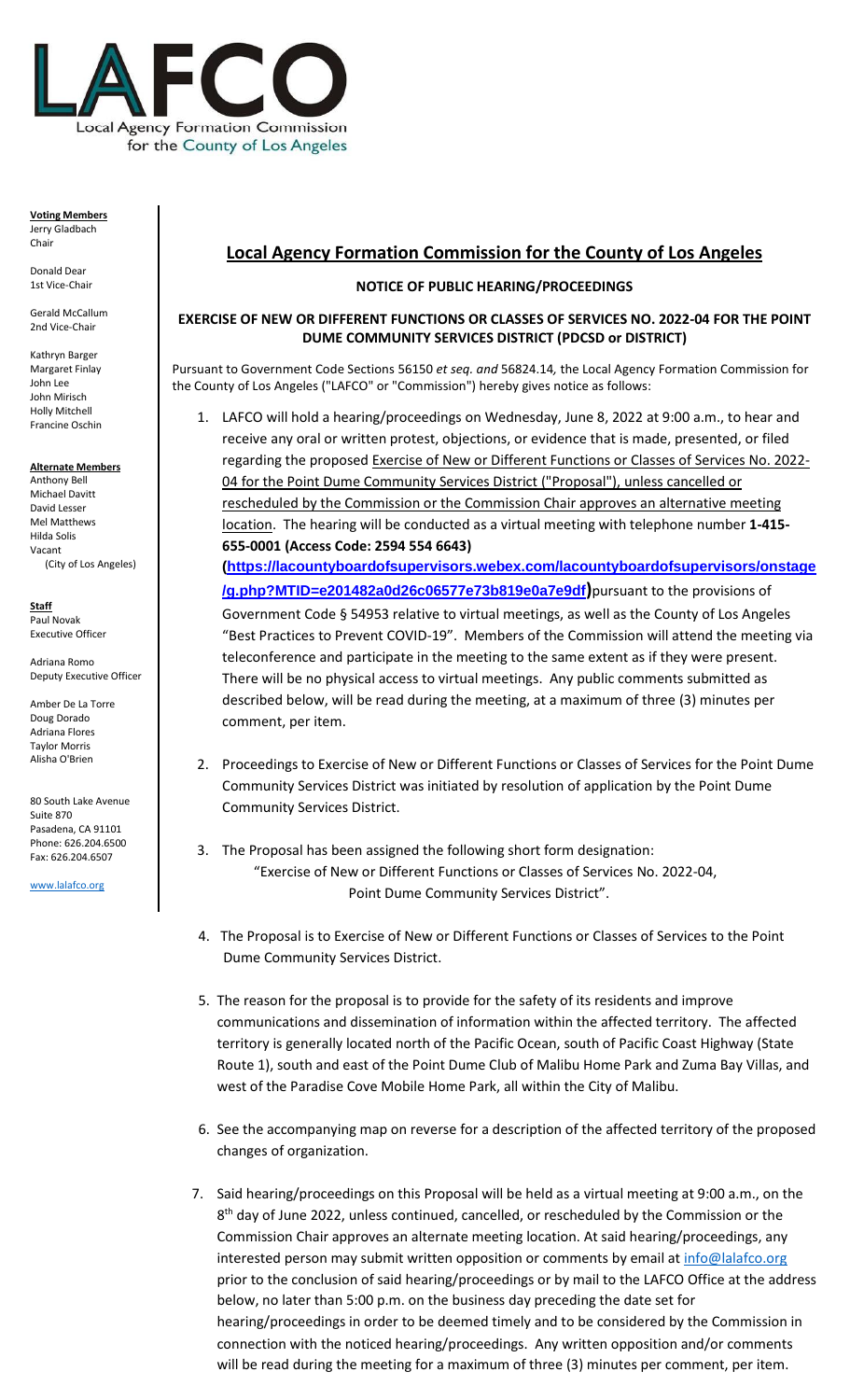LAFCO
Local Agency Formation Commission
for the County of Los Angeles

**Voting Members**
Jerry Gladbach
Chair

Donald Dear
1st Vice-Chair

Gerald McCallum
2nd Vice-Chair

Kathryn Barger
Margaret Finlay
John Lee
John Mirisch
Holly Mitchell
Francine Oschin

**Alternate Members**
Anthony Bell
Michael Davitt
David Lesser
Mel Matthews
Hilda Solis
Vacant
(City of Los Angeles)

**Staff**
Paul Novak
Executive Officer

Adriana Romo
Deputy Executive Officer

Amber De La Torre
Doug Dorado
Adriana Flores
Taylor Morris
Alisha O'Brien

80 South Lake Avenue
Suite 870
Pasadena, CA 91101
Phone: 626.204.6500
Fax: 626.204.6507

www.lalafco.org

# Local Agency Formation Commission for the County of Los Angeles

## NOTICE OF PUBLIC HEARING/PROCEEDINGS

### EXERCISE OF NEW OR DIFFERENT FUNCTIONS OR CLASSES OF SERVICES NO. 2022-04 FOR THE POINT DUME COMMUNITY SERVICES DISTRICT (PDCSD or DISTRICT)

Pursuant to Government Code Sections 56150 *et seq. and* 56824.14*,* the Local Agency Formation Commission for the County of Los Angeles ("LAFCO" or "Commission") hereby gives notice as follows:

1. LAFCO will hold a hearing/proceedings on Wednesday, June 8, 2022 at 9:00 a.m., to hear and receive any oral or written protest, objections, or evidence that is made, presented, or filed regarding the proposed Exercise of New or Different Functions or Classes of Services No. 2022-04 for the Point Dume Community Services District ("Proposal"), unless cancelled or rescheduled by the Commission or the Commission Chair approves an alternative meeting location. The hearing will be conducted as a virtual meeting with telephone number **1-415-655-0001 (Access Code: 2594 554 6643) (https://lacountyboardofsupervisors.webex.com/lacountyboardofsupervisors/onstage/g.php?MTID=e201482a0d26c06577e73b819e0a7e9df)** pursuant to the provisions of Government Code § 54953 relative to virtual meetings, as well as the County of Los Angeles "Best Practices to Prevent COVID-19". Members of the Commission will attend the meeting via teleconference and participate in the meeting to the same extent as if they were present. There will be no physical access to virtual meetings. Any public comments submitted as described below, will be read during the meeting, at a maximum of three (3) minutes per comment, per item.

2. Proceedings to Exercise of New or Different Functions or Classes of Services for the Point Dume Community Services District was initiated by resolution of application by the Point Dume Community Services District.

3. The Proposal has been assigned the following short form designation:
   "Exercise of New or Different Functions or Classes of Services No. 2022-04, Point Dume Community Services District".

4. The Proposal is to Exercise of New or Different Functions or Classes of Services to the Point Dume Community Services District.

5. The reason for the proposal is to provide for the safety of its residents and improve communications and dissemination of information within the affected territory. The affected territory is generally located north of the Pacific Ocean, south of Pacific Coast Highway (State Route 1), south and east of the Point Dume Club of Malibu Home Park and Zuma Bay Villas, and west of the Paradise Cove Mobile Home Park, all within the City of Malibu.

6. See the accompanying map on reverse for a description of the affected territory of the proposed changes of organization.

7. Said hearing/proceedings on this Proposal will be held as a virtual meeting at 9:00 a.m., on the 8th day of June 2022, unless continued, cancelled, or rescheduled by the Commission or the Commission Chair approves an alternate meeting location. At said hearing/proceedings, any interested person may submit written opposition or comments by email at info@lalafco.org prior to the conclusion of said hearing/proceedings or by mail to the LAFCO Office at the address below, no later than 5:00 p.m. on the business day preceding the date set for hearing/proceedings in order to be deemed timely and to be considered by the Commission in connection with the noticed hearing/proceedings. Any written opposition and/or comments will be read during the meeting for a maximum of three (3) minutes per comment, per item.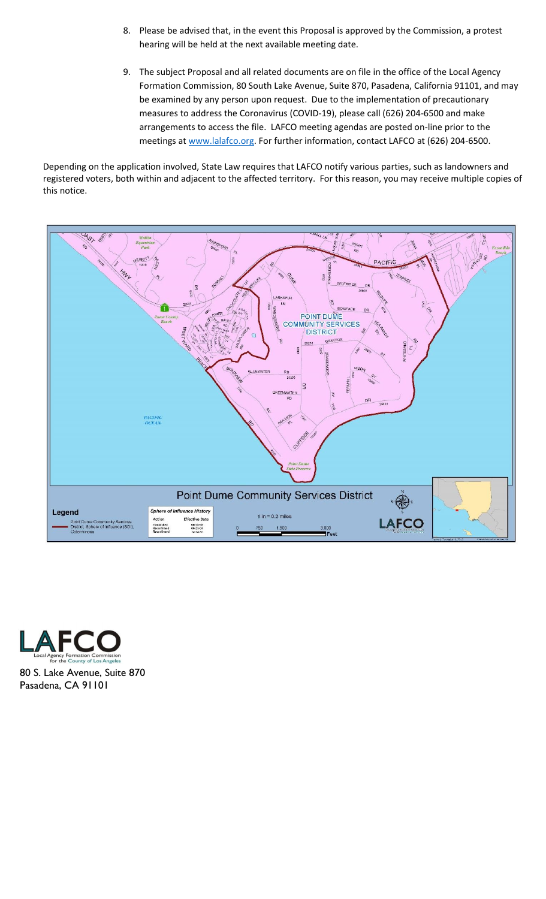8. Please be advised that, in the event this Proposal is approved by the Commission, a protest hearing will be held at the next available meeting date.

9. The subject Proposal and all related documents are on file in the office of the Local Agency Formation Commission, 80 South Lake Avenue, Suite 870, Pasadena, California 91101, and may be examined by any person upon request. Due to the implementation of precautionary measures to address the Coronavirus (COVID-19), please call (626) 204-6500 and make arrangements to access the file. LAFCO meeting agendas are posted on-line prior to the meetings at www.lalafco.org. For further information, contact LAFCO at (626) 204-6500.

Depending on the application involved, State Law requires that LAFCO notify various parties, such as landowners and registered voters, both within and adjacent to the affected territory. For this reason, you may receive multiple copies of this notice.

Point Dume Community Services District

POINT DUME COMMUNITY SERVICES DISTRICT

PACIFIC OCEAN

Legend

Point Dume Community Services District, Sphere of Influence (SOI), Coterminous

Sphere of Influence History

1 in = 0.2 miles

0 750 1,500 3,000 Feet

LAFCO

LAFCO
Local Agency Formation Commission for the County of Los Angeles

80 S. Lake Avenue, Suite 870
Pasadena, CA 91101